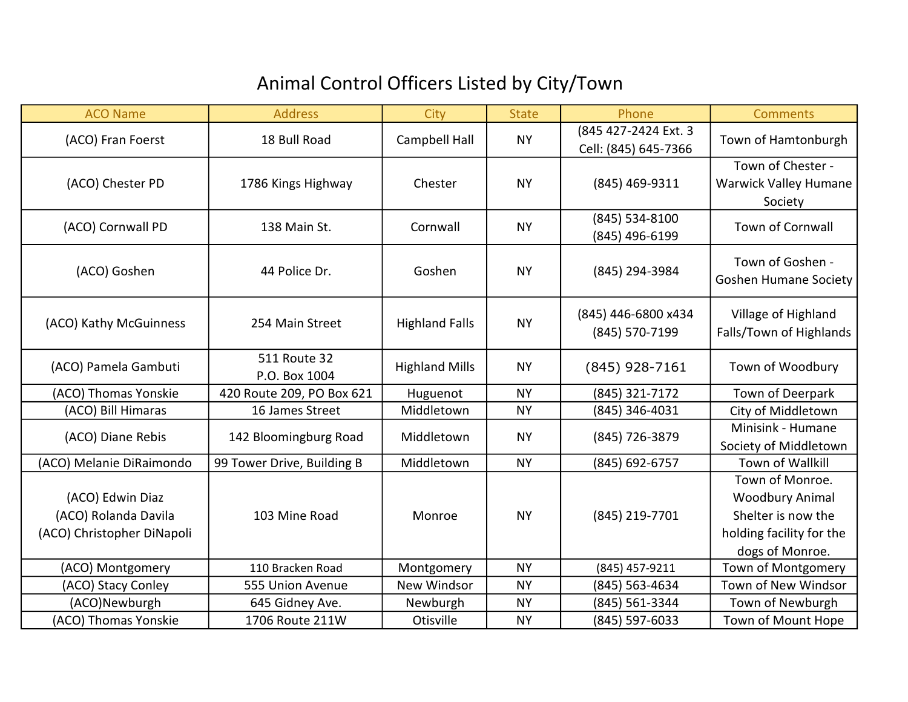# Animal Control Officers Listed by City/Town

| ACO Name | Address | City | State | Phone | Comments |
|---|---|---|---|---|---|
| (ACO) Fran Foerst | 18 Bull Road | Campbell Hall | NY | (845 427-2424 Ext. 3 Cell: (845) 645-7366 | Town of Hamtonburgh |
| (ACO) Chester PD | 1786 Kings Highway | Chester | NY | (845) 469-9311 | Town of Chester - Warwick Valley Humane Society |
| (ACO) Cornwall PD | 138 Main St. | Cornwall | NY | (845) 534-8100 (845) 496-6199 | Town of Cornwall |
| (ACO) Goshen | 44 Police Dr. | Goshen | NY | (845) 294-3984 | Town of Goshen - Goshen Humane Society |
| (ACO) Kathy McGuinness | 254 Main Street | Highland Falls | NY | (845) 446-6800 x434 (845) 570-7199 | Village of Highland Falls/Town of Highlands |
| (ACO) Pamela Gambuti | 511 Route 32 P.O. Box 1004 | Highland Mills | NY | (845) 928-7161 | Town of Woodbury |
| (ACO) Thomas Yonskie | 420 Route 209, PO Box 621 | Huguenot | NY | (845) 321-7172 | Town of Deerpark |
| (ACO) Bill Himaras | 16 James Street | Middletown | NY | (845) 346-4031 | City of Middletown |
| (ACO) Diane Rebis | 142 Bloomingburg Road | Middletown | NY | (845) 726-3879 | Minisink - Humane Society of Middletown |
| (ACO) Melanie DiRaimondo | 99 Tower Drive, Building B | Middletown | NY | (845) 692-6757 | Town of Wallkill |
| (ACO) Edwin Diaz (ACO) Rolanda Davila (ACO) Christopher DiNapoli | 103 Mine Road | Monroe | NY | (845) 219-7701 | Town of Monroe. Woodbury Animal Shelter is now the holding facility for the dogs of Monroe. |
| (ACO) Montgomery | 110 Bracken Road | Montgomery | NY | (845) 457-9211 | Town of Montgomery |
| (ACO) Stacy Conley | 555 Union Avenue | New Windsor | NY | (845) 563-4634 | Town of New Windsor |
| (ACO)Newburgh | 645 Gidney Ave. | Newburgh | NY | (845) 561-3344 | Town of Newburgh |
| (ACO) Thomas Yonskie | 1706 Route 211W | Otisville | NY | (845) 597-6033 | Town of Mount Hope |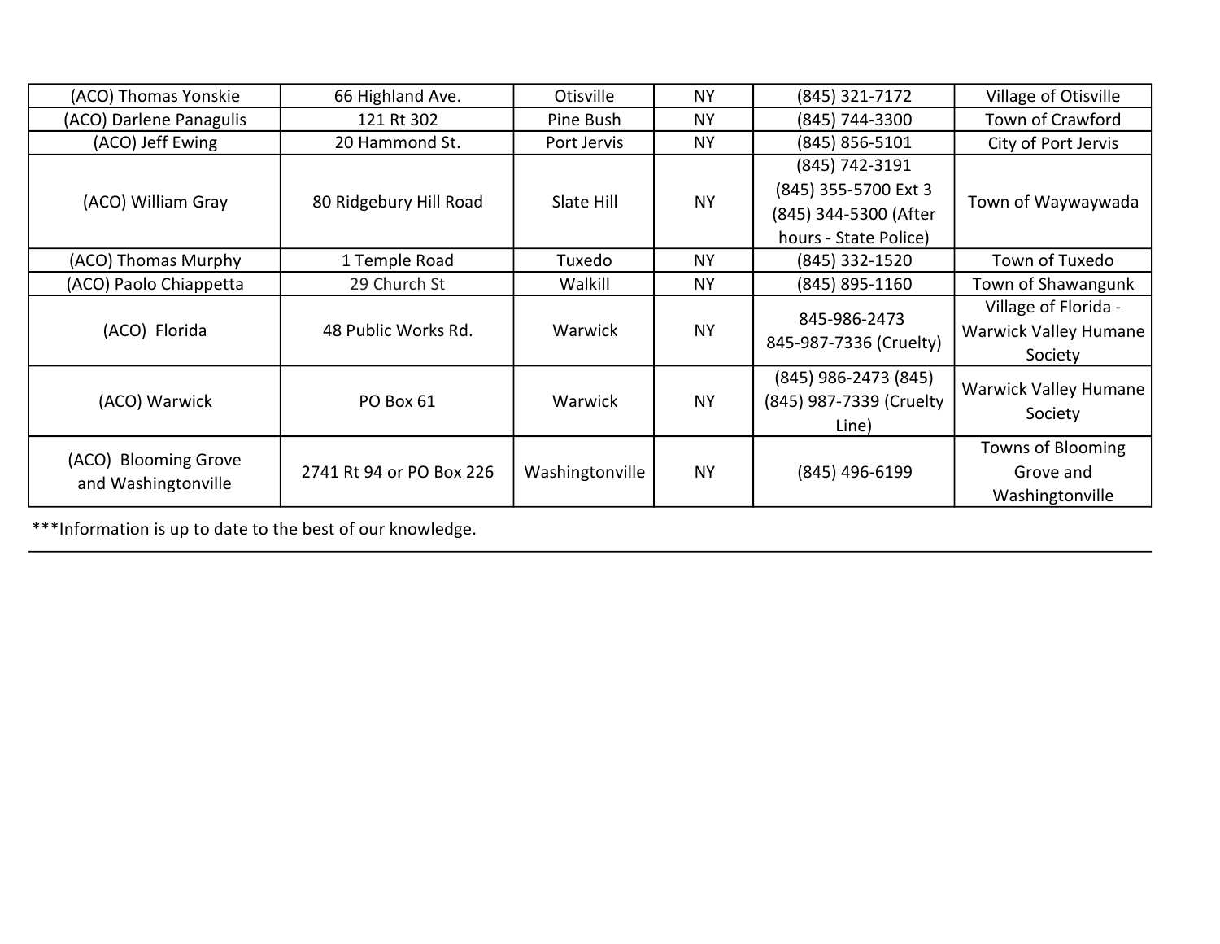| | | | | | |
|---|---|---|---|---|---|
| (ACO) Thomas Yonskie | 66 Highland Ave. | Otisville | NY | (845) 321-7172 | Village of Otisville |
| (ACO) Darlene Panagulis | 121 Rt 302 | Pine Bush | NY | (845) 744-3300 | Town of Crawford |
| (ACO) Jeff Ewing | 20 Hammond St. | Port Jervis | NY | (845) 856-5101 | City of Port Jervis |
| (ACO) William Gray | 80 Ridgebury Hill Road | Slate Hill | NY | (845) 742-3191 (845) 355-5700 Ext 3 (845) 344-5300 (After hours - State Police) | Town of Waywaywada |
| (ACO) Thomas Murphy | 1 Temple Road | Tuxedo | NY | (845) 332-1520 | Town of Tuxedo |
| (ACO) Paolo Chiappetta | 29 Church St | Walkill | NY | (845) 895-1160 | Town of Shawangunk |
| (ACO) Florida | 48 Public Works Rd. | Warwick | NY | 845-986-2473 845-987-7336 (Cruelty) | Village of Florida - Warwick Valley Humane Society |
| (ACO) Warwick | PO Box 61 | Warwick | NY | (845) 986-2473 (845) (845) 987-7339 (Cruelty Line) | Warwick Valley Humane Society |
| (ACO) Blooming Grove and Washingtonville | 2741 Rt 94 or PO Box 226 | Washingtonville | NY | (845) 496-6199 | Towns of Blooming Grove and Washingtonville |

***Information is up to date to the best of our knowledge.